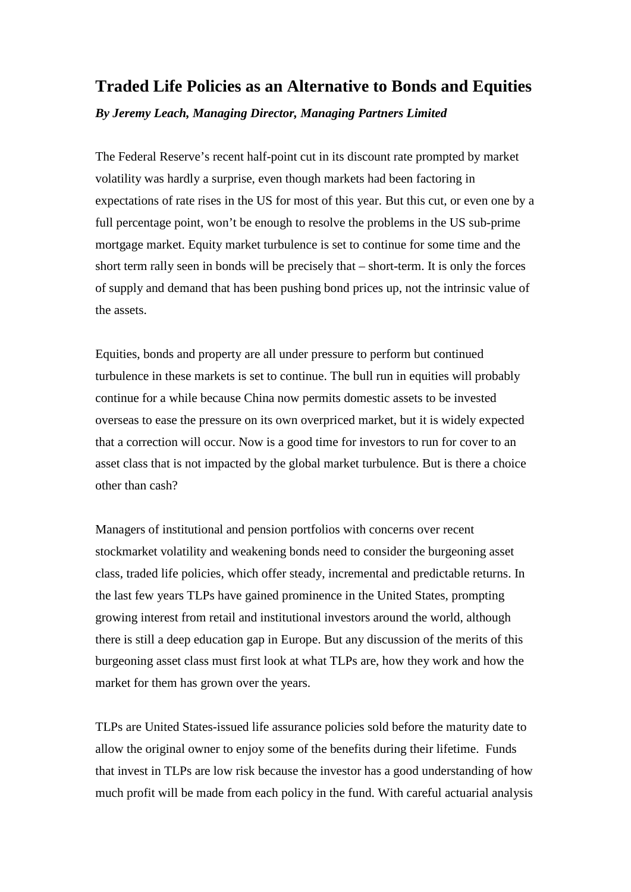# Traded Life Policies as an Alternative to Bonds and Equities

***By Jeremy Leach, Managing Director, Managing Partners Limited***

The Federal Reserve's recent half-point cut in its discount rate prompted by market volatility was hardly a surprise, even though markets had been factoring in expectations of rate rises in the US for most of this year. But this cut, or even one by a full percentage point, won't be enough to resolve the problems in the US sub-prime mortgage market. Equity market turbulence is set to continue for some time and the short term rally seen in bonds will be precisely that – short-term. It is only the forces of supply and demand that has been pushing bond prices up, not the intrinsic value of the assets.

Equities, bonds and property are all under pressure to perform but continued turbulence in these markets is set to continue. The bull run in equities will probably continue for a while because China now permits domestic assets to be invested overseas to ease the pressure on its own overpriced market, but it is widely expected that a correction will occur. Now is a good time for investors to run for cover to an asset class that is not impacted by the global market turbulence. But is there a choice other than cash?

Managers of institutional and pension portfolios with concerns over recent stockmarket volatility and weakening bonds need to consider the burgeoning asset class, traded life policies, which offer steady, incremental and predictable returns. In the last few years TLPs have gained prominence in the United States, prompting growing interest from retail and institutional investors around the world, although there is still a deep education gap in Europe. But any discussion of the merits of this burgeoning asset class must first look at what TLPs are, how they work and how the market for them has grown over the years.

TLPs are United States-issued life assurance policies sold before the maturity date to allow the original owner to enjoy some of the benefits during their lifetime. Funds that invest in TLPs are low risk because the investor has a good understanding of how much profit will be made from each policy in the fund. With careful actuarial analysis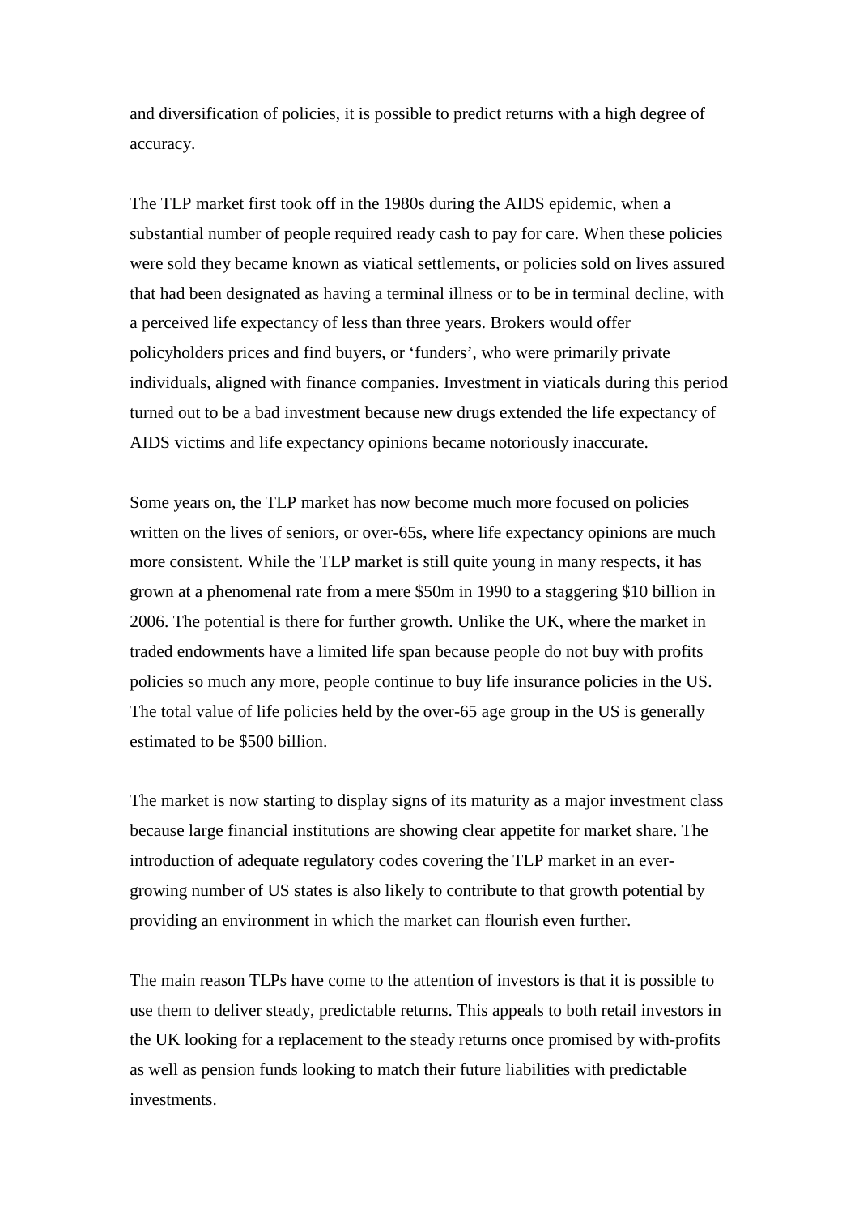and diversification of policies, it is possible to predict returns with a high degree of accuracy.

The TLP market first took off in the 1980s during the AIDS epidemic, when a substantial number of people required ready cash to pay for care. When these policies were sold they became known as viatical settlements, or policies sold on lives assured that had been designated as having a terminal illness or to be in terminal decline, with a perceived life expectancy of less than three years. Brokers would offer policyholders prices and find buyers, or 'funders', who were primarily private individuals, aligned with finance companies. Investment in viaticals during this period turned out to be a bad investment because new drugs extended the life expectancy of AIDS victims and life expectancy opinions became notoriously inaccurate.

Some years on, the TLP market has now become much more focused on policies written on the lives of seniors, or over-65s, where life expectancy opinions are much more consistent. While the TLP market is still quite young in many respects, it has grown at a phenomenal rate from a mere $50m in 1990 to a staggering $10 billion in 2006. The potential is there for further growth. Unlike the UK, where the market in traded endowments have a limited life span because people do not buy with profits policies so much any more, people continue to buy life insurance policies in the US. The total value of life policies held by the over-65 age group in the US is generally estimated to be $500 billion.

The market is now starting to display signs of its maturity as a major investment class because large financial institutions are showing clear appetite for market share. The introduction of adequate regulatory codes covering the TLP market in an ever-growing number of US states is also likely to contribute to that growth potential by providing an environment in which the market can flourish even further.

The main reason TLPs have come to the attention of investors is that it is possible to use them to deliver steady, predictable returns. This appeals to both retail investors in the UK looking for a replacement to the steady returns once promised by with-profits as well as pension funds looking to match their future liabilities with predictable investments.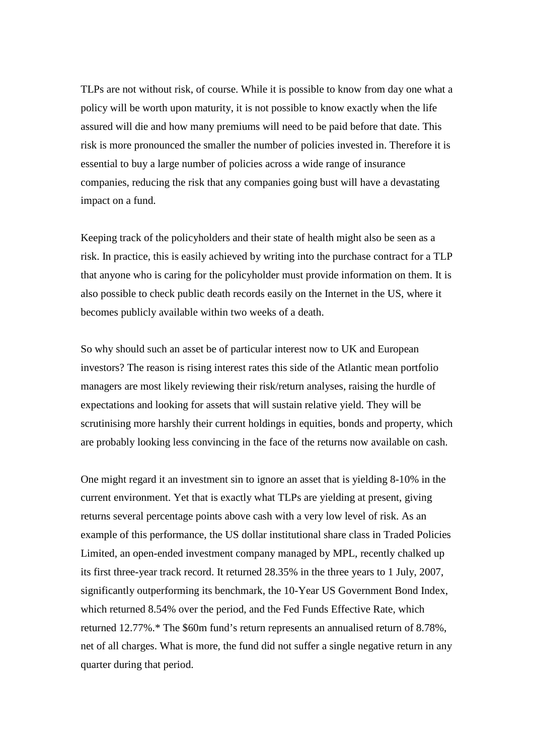TLPs are not without risk, of course. While it is possible to know from day one what a policy will be worth upon maturity, it is not possible to know exactly when the life assured will die and how many premiums will need to be paid before that date. This risk is more pronounced the smaller the number of policies invested in. Therefore it is essential to buy a large number of policies across a wide range of insurance companies, reducing the risk that any companies going bust will have a devastating impact on a fund.

Keeping track of the policyholders and their state of health might also be seen as a risk. In practice, this is easily achieved by writing into the purchase contract for a TLP that anyone who is caring for the policyholder must provide information on them. It is also possible to check public death records easily on the Internet in the US, where it becomes publicly available within two weeks of a death.

So why should such an asset be of particular interest now to UK and European investors? The reason is rising interest rates this side of the Atlantic mean portfolio managers are most likely reviewing their risk/return analyses, raising the hurdle of expectations and looking for assets that will sustain relative yield. They will be scrutinising more harshly their current holdings in equities, bonds and property, which are probably looking less convincing in the face of the returns now available on cash.

One might regard it an investment sin to ignore an asset that is yielding 8-10% in the current environment. Yet that is exactly what TLPs are yielding at present, giving returns several percentage points above cash with a very low level of risk. As an example of this performance, the US dollar institutional share class in Traded Policies Limited, an open-ended investment company managed by MPL, recently chalked up its first three-year track record. It returned 28.35% in the three years to 1 July, 2007, significantly outperforming its benchmark, the 10-Year US Government Bond Index, which returned 8.54% over the period, and the Fed Funds Effective Rate, which returned 12.77%.* The $60m fund's return represents an annualised return of 8.78%, net of all charges. What is more, the fund did not suffer a single negative return in any quarter during that period.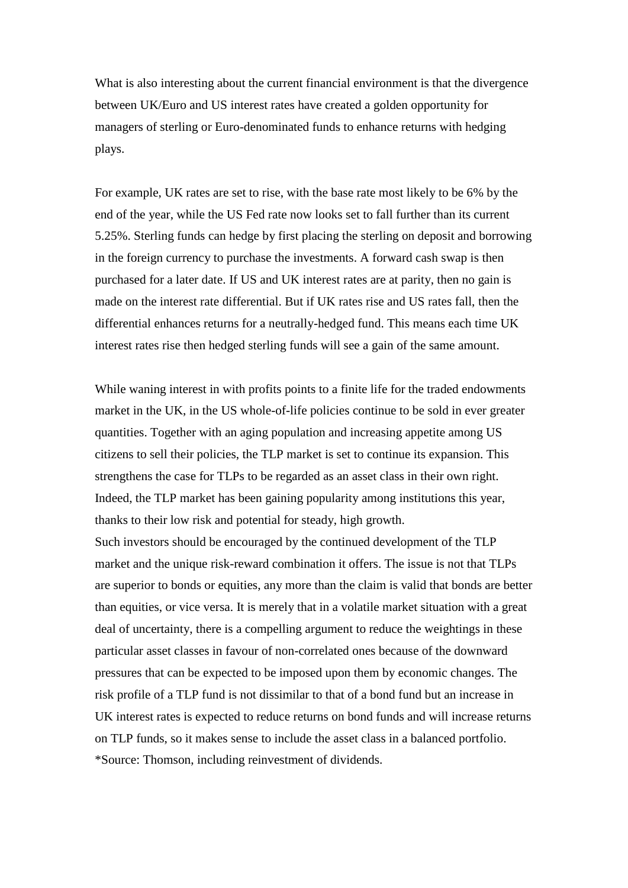What is also interesting about the current financial environment is that the divergence between UK/Euro and US interest rates have created a golden opportunity for managers of sterling or Euro-denominated funds to enhance returns with hedging plays.

For example, UK rates are set to rise, with the base rate most likely to be 6% by the end of the year, while the US Fed rate now looks set to fall further than its current 5.25%. Sterling funds can hedge by first placing the sterling on deposit and borrowing in the foreign currency to purchase the investments. A forward cash swap is then purchased for a later date. If US and UK interest rates are at parity, then no gain is made on the interest rate differential. But if UK rates rise and US rates fall, then the differential enhances returns for a neutrally-hedged fund. This means each time UK interest rates rise then hedged sterling funds will see a gain of the same amount.

While waning interest in with profits points to a finite life for the traded endowments market in the UK, in the US whole-of-life policies continue to be sold in ever greater quantities. Together with an aging population and increasing appetite among US citizens to sell their policies, the TLP market is set to continue its expansion. This strengthens the case for TLPs to be regarded as an asset class in their own right. Indeed, the TLP market has been gaining popularity among institutions this year, thanks to their low risk and potential for steady, high growth.

Such investors should be encouraged by the continued development of the TLP market and the unique risk-reward combination it offers. The issue is not that TLPs are superior to bonds or equities, any more than the claim is valid that bonds are better than equities, or vice versa. It is merely that in a volatile market situation with a great deal of uncertainty, there is a compelling argument to reduce the weightings in these particular asset classes in favour of non-correlated ones because of the downward pressures that can be expected to be imposed upon them by economic changes. The risk profile of a TLP fund is not dissimilar to that of a bond fund but an increase in UK interest rates is expected to reduce returns on bond funds and will increase returns on TLP funds, so it makes sense to include the asset class in a balanced portfolio.

*Source: Thomson, including reinvestment of dividends.